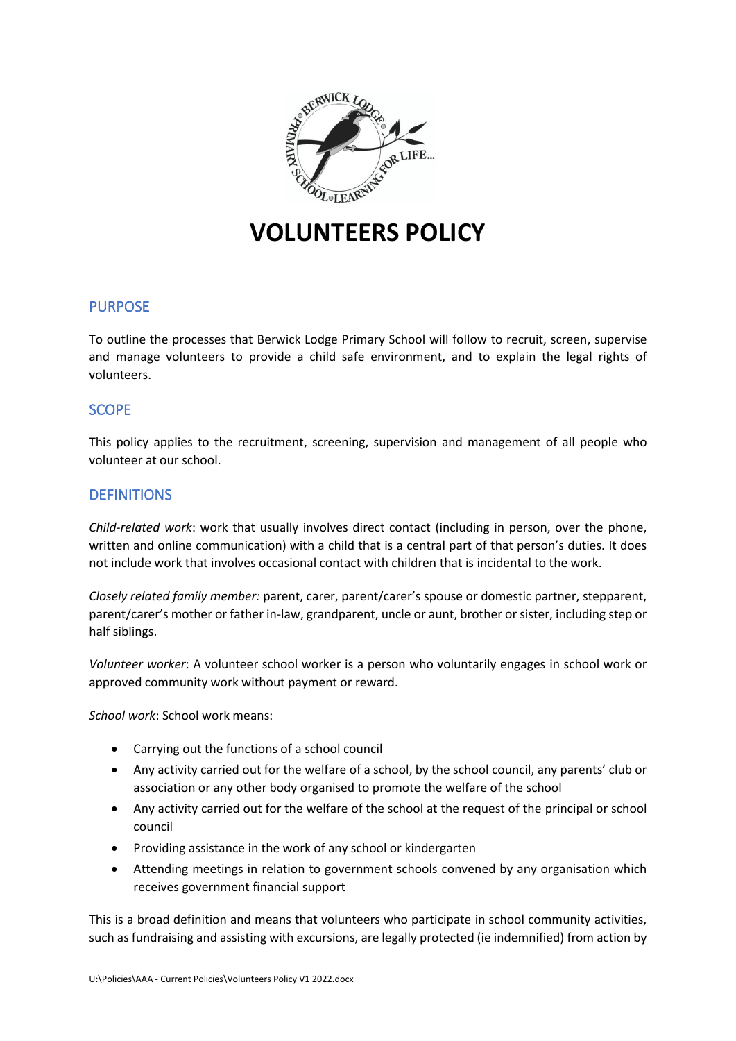# VOLUNTEERS POLICY

## PURPOSE

To outline the processes that Berwick Lodge Primary School will follow to recruit, screen, supervise and manage volunteers to provide a child safe environment, and to explain the legal rights of volunteers.

## SCOPE

This policy applies to the recruitment, screening, supervision and management of all people who volunteer at our school.

## DEFINITIONS

*Child-related work*: work that usually involves direct contact (including in person, over the phone, written and online communication) with a child that is a central part of that person's duties. It does not include work that involves occasional contact with children that is incidental to the work.

*Closely related family member:* parent, carer, parent/carer's spouse or domestic partner, stepparent, parent/carer's mother or father in-law, grandparent, uncle or aunt, brother or sister, including step or half siblings.

*Volunteer worker*: A volunteer school worker is a person who voluntarily engages in school work or approved community work without payment or reward.

*School work*: School work means:

- Carrying out the functions of a school council
- Any activity carried out for the welfare of a school, by the school council, any parents' club or association or any other body organised to promote the welfare of the school
- Any activity carried out for the welfare of the school at the request of the principal or school council
- Providing assistance in the work of any school or kindergarten
- Attending meetings in relation to government schools convened by any organisation which receives government financial support

This is a broad definition and means that volunteers who participate in school community activities, such as fundraising and assisting with excursions, are legally protected (ie indemnified) from action by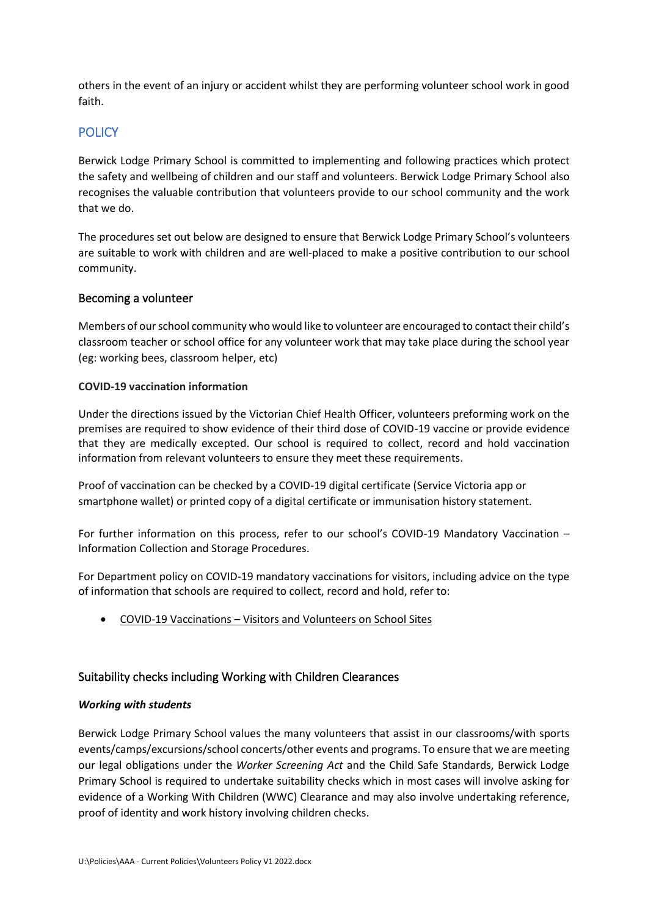others in the event of an injury or accident whilst they are performing volunteer school work in good faith.

## POLICY

Berwick Lodge Primary School is committed to implementing and following practices which protect the safety and wellbeing of children and our staff and volunteers. Berwick Lodge Primary School also recognises the valuable contribution that volunteers provide to our school community and the work that we do.

The procedures set out below are designed to ensure that Berwick Lodge Primary School's volunteers are suitable to work with children and are well-placed to make a positive contribution to our school community.

### Becoming a volunteer

Members of our school community who would like to volunteer are encouraged to contact their child's classroom teacher or school office for any volunteer work that may take place during the school year (eg: working bees, classroom helper, etc)

**COVID-19 vaccination information**

Under the directions issued by the Victorian Chief Health Officer, volunteers preforming work on the premises are required to show evidence of their third dose of COVID-19 vaccine or provide evidence that they are medically excepted. Our school is required to collect, record and hold vaccination information from relevant volunteers to ensure they meet these requirements.

Proof of vaccination can be checked by a COVID-19 digital certificate (Service Victoria app or smartphone wallet) or printed copy of a digital certificate or immunisation history statement.

For further information on this process, refer to our school's COVID-19 Mandatory Vaccination – Information Collection and Storage Procedures.

For Department policy on COVID-19 mandatory vaccinations for visitors, including advice on the type of information that schools are required to collect, record and hold, refer to:

- COVID-19 Vaccinations – Visitors and Volunteers on School Sites

### Suitability checks including Working with Children Clearances

***Working with students***

Berwick Lodge Primary School values the many volunteers that assist in our classrooms/with sports events/camps/excursions/school concerts/other events and programs. To ensure that we are meeting our legal obligations under the *Worker Screening Act* and the Child Safe Standards, Berwick Lodge Primary School is required to undertake suitability checks which in most cases will involve asking for evidence of a Working With Children (WWC) Clearance and may also involve undertaking reference, proof of identity and work history involving children checks.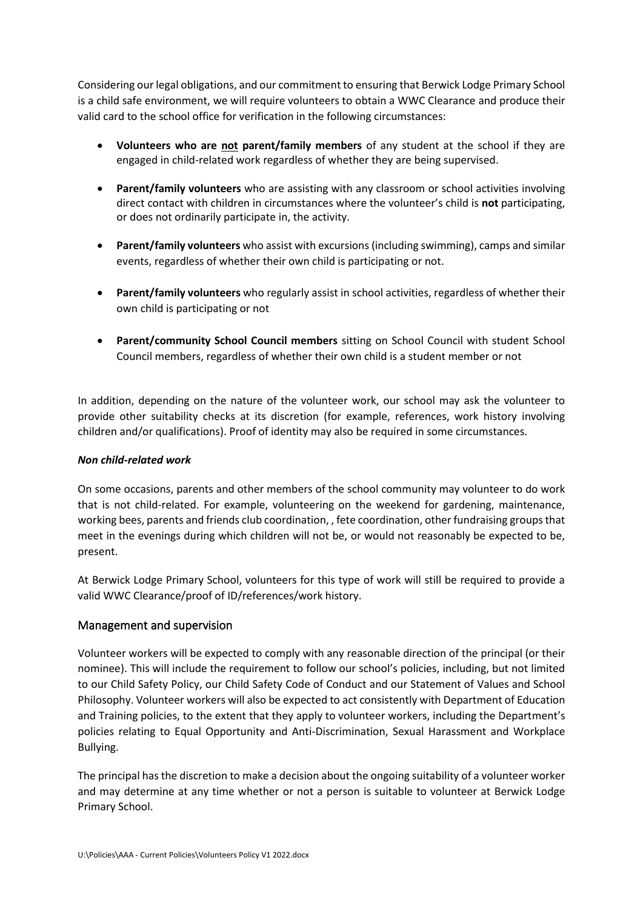Considering our legal obligations, and our commitment to ensuring that Berwick Lodge Primary School is a child safe environment, we will require volunteers to obtain a WWC Clearance and produce their valid card to the school office for verification in the following circumstances:

- **Volunteers who are <u>not</u> parent/family members** of any student at the school if they are engaged in child-related work regardless of whether they are being supervised.
- **Parent/family volunteers** who are assisting with any classroom or school activities involving direct contact with children in circumstances where the volunteer's child is **not** participating, or does not ordinarily participate in, the activity.
- **Parent/family volunteers** who assist with excursions (including swimming), camps and similar events, regardless of whether their own child is participating or not.
- **Parent/family volunteers** who regularly assist in school activities, regardless of whether their own child is participating or not
- **Parent/community School Council members** sitting on School Council with student School Council members, regardless of whether their own child is a student member or not

In addition, depending on the nature of the volunteer work, our school may ask the volunteer to provide other suitability checks at its discretion (for example, references, work history involving children and/or qualifications). Proof of identity may also be required in some circumstances.

***Non child-related work***

On some occasions, parents and other members of the school community may volunteer to do work that is not child-related. For example, volunteering on the weekend for gardening, maintenance, working bees, parents and friends club coordination, , fete coordination, other fundraising groups that meet in the evenings during which children will not be, or would not reasonably be expected to be, present.

At Berwick Lodge Primary School, volunteers for this type of work will still be required to provide a valid WWC Clearance/proof of ID/references/work history.

## Management and supervision

Volunteer workers will be expected to comply with any reasonable direction of the principal (or their nominee). This will include the requirement to follow our school's policies, including, but not limited to our Child Safety Policy, our Child Safety Code of Conduct and our Statement of Values and School Philosophy. Volunteer workers will also be expected to act consistently with Department of Education and Training policies, to the extent that they apply to volunteer workers, including the Department's policies relating to Equal Opportunity and Anti-Discrimination, Sexual Harassment and Workplace Bullying.

The principal has the discretion to make a decision about the ongoing suitability of a volunteer worker and may determine at any time whether or not a person is suitable to volunteer at Berwick Lodge Primary School.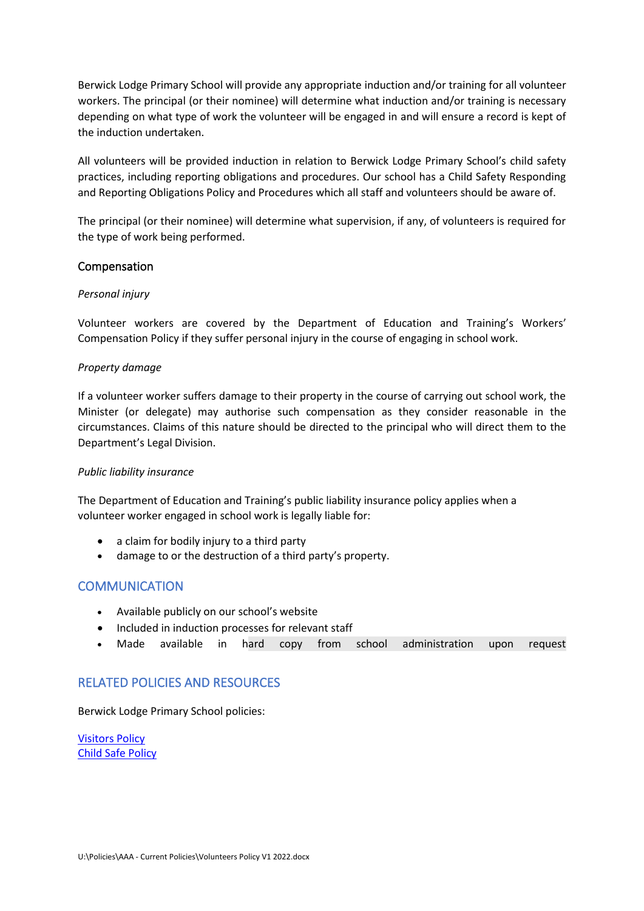Berwick Lodge Primary School will provide any appropriate induction and/or training for all volunteer workers. The principal (or their nominee) will determine what induction and/or training is necessary depending on what type of work the volunteer will be engaged in and will ensure a record is kept of the induction undertaken.

All volunteers will be provided induction in relation to Berwick Lodge Primary School's child safety practices, including reporting obligations and procedures. Our school has a Child Safety Responding and Reporting Obligations Policy and Procedures which all staff and volunteers should be aware of.

The principal (or their nominee) will determine what supervision, if any, of volunteers is required for the type of work being performed.

### Compensation

*Personal injury*

Volunteer workers are covered by the Department of Education and Training's Workers' Compensation Policy if they suffer personal injury in the course of engaging in school work.

*Property damage*

If a volunteer worker suffers damage to their property in the course of carrying out school work, the Minister (or delegate) may authorise such compensation as they consider reasonable in the circumstances. Claims of this nature should be directed to the principal who will direct them to the Department's Legal Division.

*Public liability insurance*

The Department of Education and Training's public liability insurance policy applies when a volunteer worker engaged in school work is legally liable for:

- a claim for bodily injury to a third party
- damage to or the destruction of a third party's property.

## COMMUNICATION

- Available publicly on our school's website
- Included in induction processes for relevant staff
- Made available in hard copy from school administration upon request

## RELATED POLICIES AND RESOURCES

Berwick Lodge Primary School policies:

Visitors Policy
Child Safe Policy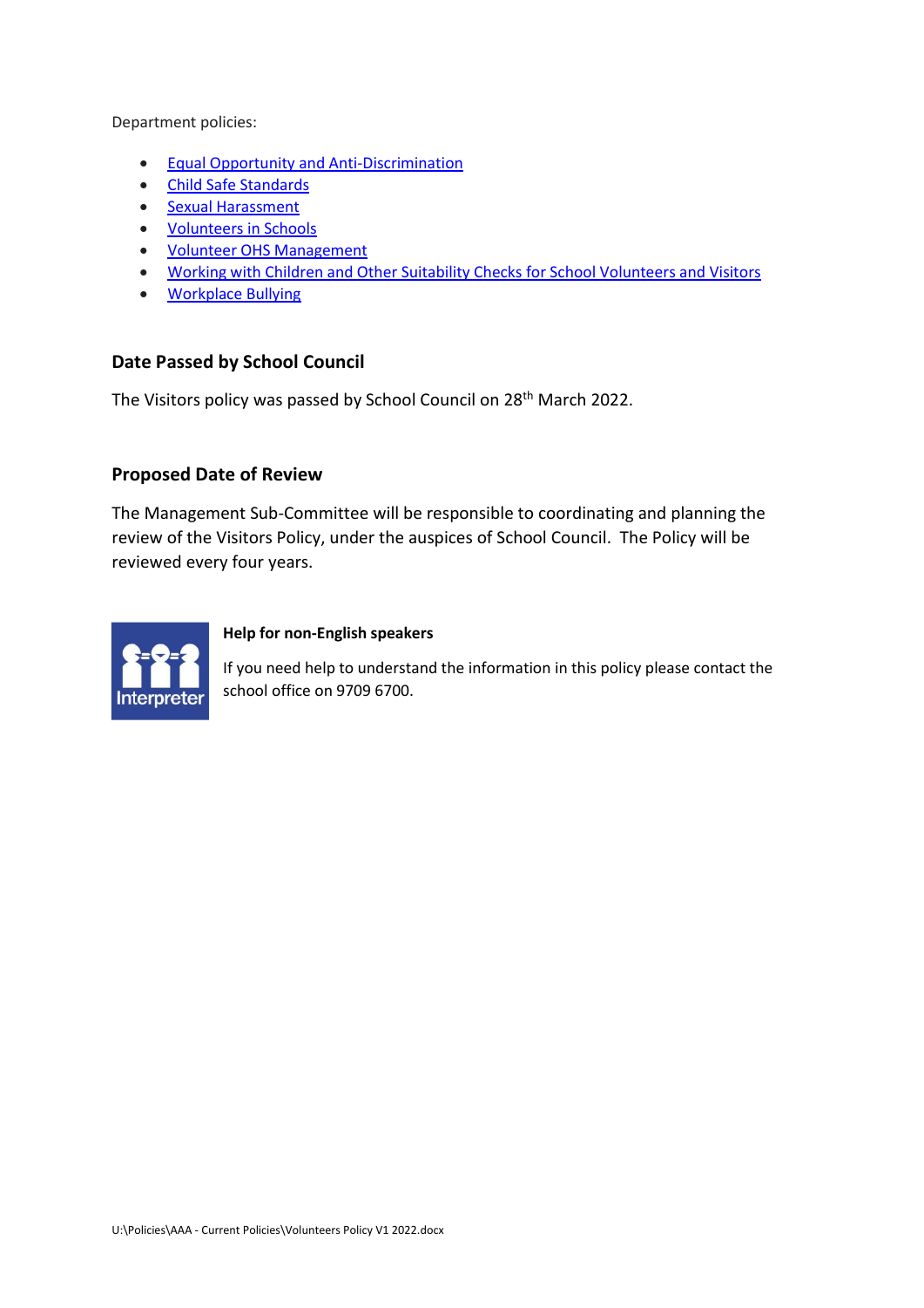Department policies:

- Equal Opportunity and Anti-Discrimination
- Child Safe Standards
- Sexual Harassment
- Volunteers in Schools
- Volunteer OHS Management
- Working with Children and Other Suitability Checks for School Volunteers and Visitors
- Workplace Bullying

## Date Passed by School Council

The Visitors policy was passed by School Council on 28th March 2022.

## Proposed Date of Review

The Management Sub-Committee will be responsible to coordinating and planning the review of the Visitors Policy, under the auspices of School Council. The Policy will be reviewed every four years.

**Help for non-English speakers**

If you need help to understand the information in this policy please contact the school office on 9709 6700.

U:\Policies\AAA - Current Policies\Volunteers Policy V1 2022.docx